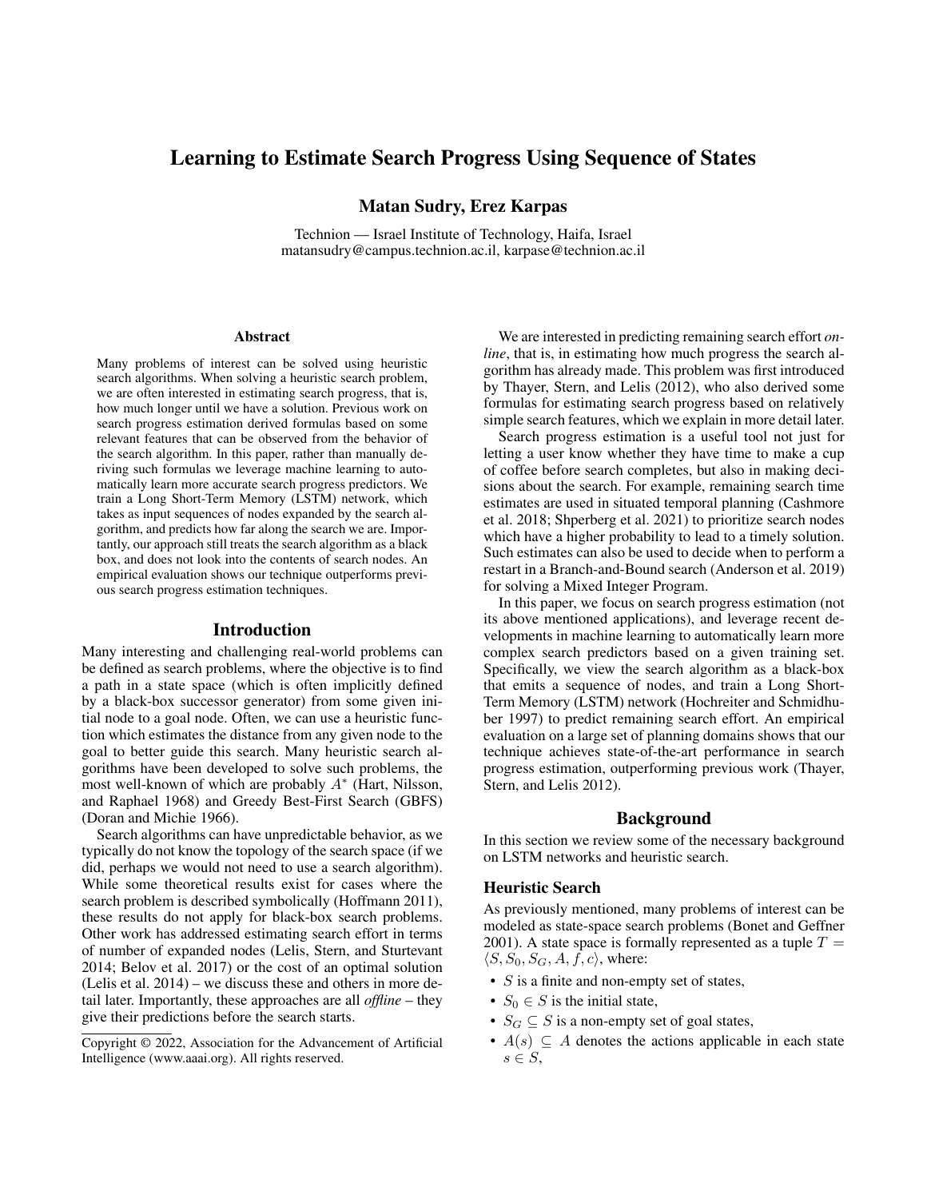# Learning to Estimate Search Progress Using Sequence of States

**Matan Sudry, Erez Karpas**

Technion — Israel Institute of Technology, Haifa, Israel
matansudry@campus.technion.ac.il, karpase@technion.ac.il

## Abstract

Many problems of interest can be solved using heuristic search algorithms. When solving a heuristic search problem, we are often interested in estimating search progress, that is, how much longer until we have a solution. Previous work on search progress estimation derived formulas based on some relevant features that can be observed from the behavior of the search algorithm. In this paper, rather than manually deriving such formulas we leverage machine learning to automatically learn more accurate search progress predictors. We train a Long Short-Term Memory (LSTM) network, which takes as input sequences of nodes expanded by the search algorithm, and predicts how far along the search we are. Importantly, our approach still treats the search algorithm as a black box, and does not look into the contents of search nodes. An empirical evaluation shows our technique outperforms previous search progress estimation techniques.

## Introduction

Many interesting and challenging real-world problems can be defined as search problems, where the objective is to find a path in a state space (which is often implicitly defined by a black-box successor generator) from some given initial node to a goal node. Often, we can use a heuristic function which estimates the distance from any given node to the goal to better guide this search. Many heuristic search algorithms have been developed to solve such problems, the most well-known of which are probably $A^*$ (Hart, Nilsson, and Raphael 1968) and Greedy Best-First Search (GBFS) (Doran and Michie 1966).

Search algorithms can have unpredictable behavior, as we typically do not know the topology of the search space (if we did, perhaps we would not need to use a search algorithm). While some theoretical results exist for cases where the search problem is described symbolically (Hoffmann 2011), these results do not apply for black-box search problems. Other work has addressed estimating search effort in terms of number of expanded nodes (Lelis, Stern, and Sturtevant 2014; Belov et al. 2017) or the cost of an optimal solution (Lelis et al. 2014) – we discuss these and others in more detail later. Importantly, these approaches are all *offline* – they give their predictions before the search starts.

Copyright © 2022, Association for the Advancement of Artificial Intelligence (www.aaai.org). All rights reserved.

We are interested in predicting remaining search effort *online*, that is, in estimating how much progress the search algorithm has already made. This problem was first introduced by Thayer, Stern, and Lelis (2012), who also derived some formulas for estimating search progress based on relatively simple search features, which we explain in more detail later.

Search progress estimation is a useful tool not just for letting a user know whether they have time to make a cup of coffee before search completes, but also in making decisions about the search. For example, remaining search time estimates are used in situated temporal planning (Cashmore et al. 2018; Shperberg et al. 2021) to prioritize search nodes which have a higher probability to lead to a timely solution. Such estimates can also be used to decide when to perform a restart in a Branch-and-Bound search (Anderson et al. 2019) for solving a Mixed Integer Program.

In this paper, we focus on search progress estimation (not its above mentioned applications), and leverage recent developments in machine learning to automatically learn more complex search predictors based on a given training set. Specifically, we view the search algorithm as a black-box that emits a sequence of nodes, and train a Long Short-Term Memory (LSTM) network (Hochreiter and Schmidhuber 1997) to predict remaining search effort. An empirical evaluation on a large set of planning domains shows that our technique achieves state-of-the-art performance in search progress estimation, outperforming previous work (Thayer, Stern, and Lelis 2012).

## Background

In this section we review some of the necessary background on LSTM networks and heuristic search.

### Heuristic Search

As previously mentioned, many problems of interest can be modeled as state-space search problems (Bonet and Geffner 2001). A state space is formally represented as a tuple $T = \langle S, S_0, S_G, A, f, c \rangle$, where:

- $S$ is a finite and non-empty set of states,
- $S_0 \in S$ is the initial state,
- $S_G \subseteq S$ is a non-empty set of goal states,
- $A(s) \subseteq A$ denotes the actions applicable in each state $s \in S$,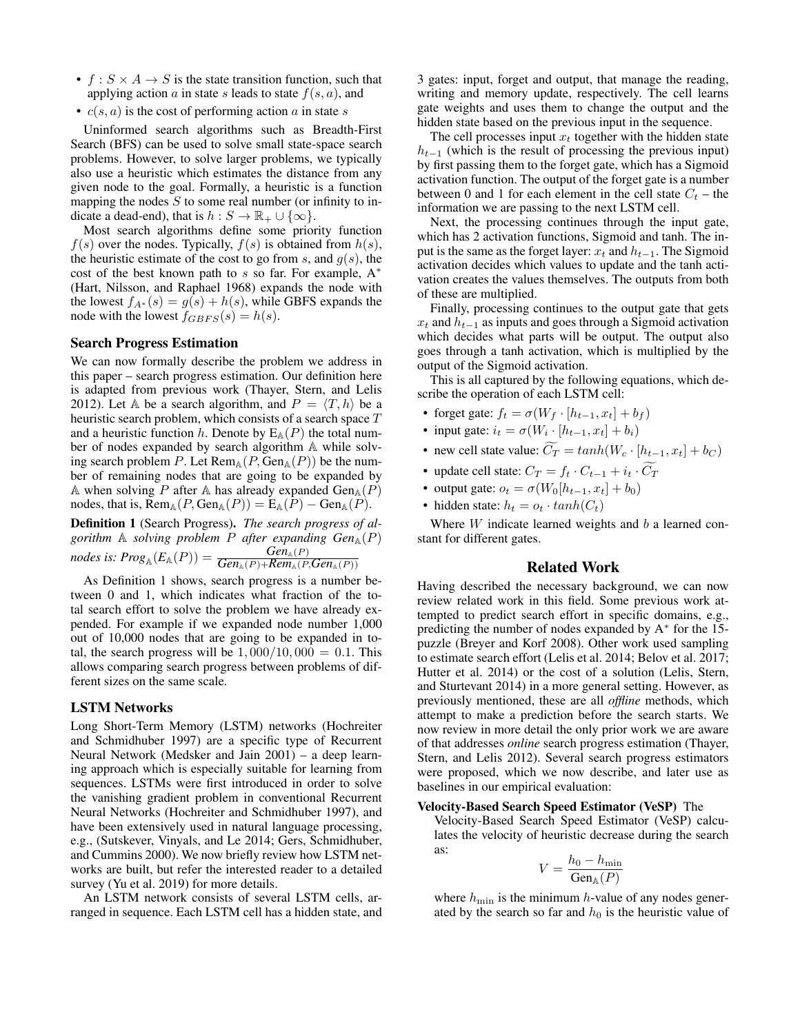- $f : S \times A \to S$ is the state transition function, such that applying action $a$ in state $s$ leads to state $f(s, a)$, and
- $c(s, a)$ is the cost of performing action $a$ in state $s$

Uninformed search algorithms such as Breadth-First Search (BFS) can be used to solve small state-space search problems. However, to solve larger problems, we typically also use a heuristic which estimates the distance from any given node to the goal. Formally, a heuristic is a function mapping the nodes $S$ to some real number (or infinity to indicate a dead-end), that is $h : S \to \mathbb{R}_+ \cup \{\infty\}$.

Most search algorithms define some priority function $f(s)$ over the nodes. Typically, $f(s)$ is obtained from $h(s)$, the heuristic estimate of the cost to go from $s$, and $g(s)$, the cost of the best known path to $s$ so far. For example, A$^*$ (Hart, Nilsson, and Raphael 1968) expands the node with the lowest $f_{A^*}(s) = g(s) + h(s)$, while GBFS expands the node with the lowest $f_{GBFS}(s) = h(s)$.

### Search Progress Estimation

We can now formally describe the problem we address in this paper – search progress estimation. Our definition here is adapted from previous work (Thayer, Stern, and Lelis 2012). Let $\mathbb{A}$ be a search algorithm, and $P = \langle T, h \rangle$ be a heuristic search problem, which consists of a search space $T$ and a heuristic function $h$. Denote by $\text{E}_{\mathbb{A}}(P)$ the total number of nodes expanded by search algorithm $\mathbb{A}$ while solving search problem $P$. Let $\text{Rem}_{\mathbb{A}}(P, \text{Gen}_{\mathbb{A}}(P))$ be the number of remaining nodes that are going to be expanded by $\mathbb{A}$ when solving $P$ after $\mathbb{A}$ has already expanded $\text{Gen}_{\mathbb{A}}(P)$ nodes, that is, $\text{Rem}_{\mathbb{A}}(P, \text{Gen}_{\mathbb{A}}(P)) = \text{E}_{\mathbb{A}}(P) - \text{Gen}_{\mathbb{A}}(P)$.

**Definition 1** (Search Progress). *The search progress of algorithm $\mathbb{A}$ solving problem $P$ after expanding $Gen_{\mathbb{A}}(P)$ nodes is:* $Prog_{\mathbb{A}}(E_{\mathbb{A}}(P)) = \frac{Gen_{\mathbb{A}}(P)}{Gen_{\mathbb{A}}(P) + Rem_{\mathbb{A}}(P, Gen_{\mathbb{A}}(P))}$

As Definition 1 shows, search progress is a number between 0 and 1, which indicates what fraction of the total search effort to solve the problem we have already expended. For example if we expanded node number 1,000 out of 10,000 nodes that are going to be expanded in total, the search progress will be $1,000/10,000 = 0.1$. This allows comparing search progress between problems of different sizes on the same scale.

### LSTM Networks

Long Short-Term Memory (LSTM) networks (Hochreiter and Schmidhuber 1997) are a specific type of Recurrent Neural Network (Medsker and Jain 2001) – a deep learning approach which is especially suitable for learning from sequences. LSTMs were first introduced in order to solve the vanishing gradient problem in conventional Recurrent Neural Networks (Hochreiter and Schmidhuber 1997), and have been extensively used in natural language processing, e.g., (Sutskever, Vinyals, and Le 2014; Gers, Schmidhuber, and Cummins 2000). We now briefly review how LSTM networks are built, but refer the interested reader to a detailed survey (Yu et al. 2019) for more details.

An LSTM network consists of several LSTM cells, arranged in sequence. Each LSTM cell has a hidden state, and 3 gates: input, forget and output, that manage the reading, writing and memory update, respectively. The cell learns gate weights and uses them to change the output and the hidden state based on the previous input in the sequence.

The cell processes input $x_t$ together with the hidden state $h_{t-1}$ (which is the result of processing the previous input) by first passing them to the forget gate, which has a Sigmoid activation function. The output of the forget gate is a number between 0 and 1 for each element in the cell state $C_t$ – the information we are passing to the next LSTM cell.

Next, the processing continues through the input gate, which has 2 activation functions, Sigmoid and tanh. The input is the same as the forget layer: $x_t$ and $h_{t-1}$. The Sigmoid activation decides which values to update and the tanh activation creates the values themselves. The outputs from both of these are multiplied.

Finally, processing continues to the output gate that gets $x_t$ and $h_{t-1}$ as inputs and goes through a Sigmoid activation which decides what parts will be output. The output also goes through a tanh activation, which is multiplied by the output of the Sigmoid activation.

This is all captured by the following equations, which describe the operation of each LSTM cell:

- forget gate: $f_t = \sigma(W_f \cdot [h_{t-1}, x_t] + b_f)$
- input gate: $i_t = \sigma(W_i \cdot [h_{t-1}, x_t] + b_i)$
- new cell state value: $\widetilde{C_T} = tanh(W_c \cdot [h_{t-1}, x_t] + b_C)$
- update cell state: $C_T = f_t \cdot C_{t-1} + i_t \cdot \widetilde{C_T}$
- output gate: $o_t = \sigma(W_0[h_{t-1}, x_t] + b_0)$
- hidden state: $h_t = o_t \cdot tanh(C_t)$

Where $W$ indicate learned weights and $b$ a learned constant for different gates.

## Related Work

Having described the necessary background, we can now review related work in this field. Some previous work attempted to predict search effort in specific domains, e.g., predicting the number of nodes expanded by A$^*$ for the 15-puzzle (Breyer and Korf 2008). Other work used sampling to estimate search effort (Lelis et al. 2014; Belov et al. 2017; Hutter et al. 2014) or the cost of a solution (Lelis, Stern, and Sturtevant 2014) in a more general setting. However, as previously mentioned, these are all *offline* methods, which attempt to make a prediction before the search starts. We now review in more detail the only prior work we are aware of that addresses *online* search progress estimation (Thayer, Stern, and Lelis 2012). Several search progress estimators were proposed, which we now describe, and later use as baselines in our empirical evaluation:

**Velocity-Based Search Speed Estimator (VeSP)** The Velocity-Based Search Speed Estimator (VeSP) calculates the velocity of heuristic decrease during the search as:

$$V = \frac{h_0 - h_{\min}}{\text{Gen}_{\mathbb{A}}(P)}$$

where $h_{\min}$ is the minimum $h$-value of any nodes generated by the search so far and $h_0$ is the heuristic value of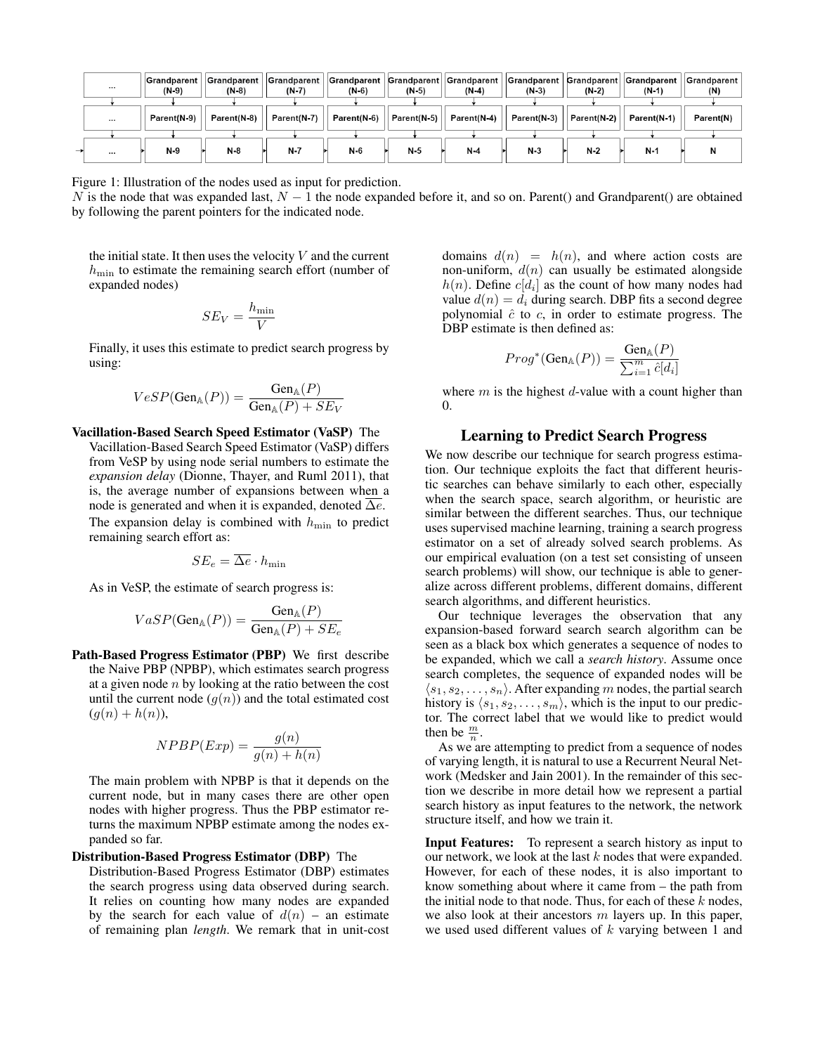| ... | Grandparent (N-9) | Grandparent (N-8) | Grandparent (N-7) | Grandparent (N-6) | Grandparent (N-5) | Grandparent (N-4) | Grandparent (N-3) | Grandparent (N-2) | Grandparent (N-1) | Grandparent (N) |
|---|---|---|---|---|---|---|---|---|---|---|
| ... | Parent(N-9) | Parent(N-8) | Parent(N-7) | Parent(N-6) | Parent(N-5) | Parent(N-4) | Parent(N-3) | Parent(N-2) | Parent(N-1) | Parent(N) |
| ... | N-9 | N-8 | N-7 | N-6 | N-5 | N-4 | N-3 | N-2 | N-1 | N |

Figure 1: Illustration of the nodes used as input for prediction.
$N$ is the node that was expanded last, $N-1$ the node expanded before it, and so on. Parent() and Grandparent() are obtained by following the parent pointers for the indicated node.

the initial state. It then uses the velocity $V$ and the current $h_{\min}$ to estimate the remaining search effort (number of expanded nodes)

$$SE_V = \frac{h_{\min}}{V}$$

Finally, it uses this estimate to predict search progress by using:

$$VeSP(\text{Gen}_{\mathbb{A}}(P)) = \frac{\text{Gen}_{\mathbb{A}}(P)}{\text{Gen}_{\mathbb{A}}(P) + SE_V}$$

**Vacillation-Based Search Speed Estimator (VaSP)** The Vacillation-Based Search Speed Estimator (VaSP) differs from VeSP by using node serial numbers to estimate the *expansion delay* (Dionne, Thayer, and Ruml 2011), that is, the average number of expansions between when a node is generated and when it is expanded, denoted $\overline{\Delta e}$. The expansion delay is combined with $h_{\min}$ to predict remaining search effort as:

$$SE_e = \overline{\Delta e} \cdot h_{\min}$$

As in VeSP, the estimate of search progress is:

$$VaSP(\text{Gen}_{\mathbb{A}}(P)) = \frac{\text{Gen}_{\mathbb{A}}(P)}{\text{Gen}_{\mathbb{A}}(P) + SE_e}$$

**Path-Based Progress Estimator (PBP)** We first describe the Naive PBP (NPBP), which estimates search progress at a given node $n$ by looking at the ratio between the cost until the current node ($g(n)$) and the total estimated cost ($g(n) + h(n)$),

$$NPBP(Exp) = \frac{g(n)}{g(n) + h(n)}$$

The main problem with NPBP is that it depends on the current node, but in many cases there are other open nodes with higher progress. Thus the PBP estimator returns the maximum NPBP estimate among the nodes expanded so far.

**Distribution-Based Progress Estimator (DBP)** The Distribution-Based Progress Estimator (DBP) estimates the search progress using data observed during search. It relies on counting how many nodes are expanded by the search for each value of $d(n)$ – an estimate of remaining plan *length*. We remark that in unit-cost domains $d(n) = h(n)$, and where action costs are non-uniform, $d(n)$ can usually be estimated alongside $h(n)$. Define $c[d_i]$ as the count of how many nodes had value $d(n) = d_i$ during search. DBP fits a second degree polynomial $\hat{c}$ to $c$, in order to estimate progress. The DBP estimate is then defined as:

$$Prog^*(\text{Gen}_{\mathbb{A}}(P)) = \frac{\text{Gen}_{\mathbb{A}}(P)}{\sum_{i=1}^{m} \hat{c}[d_i]}$$

where $m$ is the highest $d$-value with a count higher than 0.

## Learning to Predict Search Progress

We now describe our technique for search progress estimation. Our technique exploits the fact that different heuristic searches can behave similarly to each other, especially when the search space, search algorithm, or heuristic are similar between the different searches. Thus, our technique uses supervised machine learning, training a search progress estimator on a set of already solved search problems. As our empirical evaluation (on a test set consisting of unseen search problems) will show, our technique is able to generalize across different problems, different domains, different search algorithms, and different heuristics.

Our technique leverages the observation that any expansion-based forward search search algorithm can be seen as a black box which generates a sequence of nodes to be expanded, which we call a *search history*. Assume once search completes, the sequence of expanded nodes will be $\langle s_1, s_2, \ldots, s_n \rangle$. After expanding $m$ nodes, the partial search history is $\langle s_1, s_2, \ldots, s_m \rangle$, which is the input to our predictor. The correct label that we would like to predict would then be $\frac{m}{n}$.

As we are attempting to predict from a sequence of nodes of varying length, it is natural to use a Recurrent Neural Network (Medsker and Jain 2001). In the remainder of this section we describe in more detail how we represent a partial search history as input features to the network, the network structure itself, and how we train it.

**Input Features:** To represent a search history as input to our network, we look at the last $k$ nodes that were expanded. However, for each of these nodes, it is also important to know something about where it came from – the path from the initial node to that node. Thus, for each of these $k$ nodes, we also look at their ancestors $m$ layers up. In this paper, we used used different values of $k$ varying between 1 and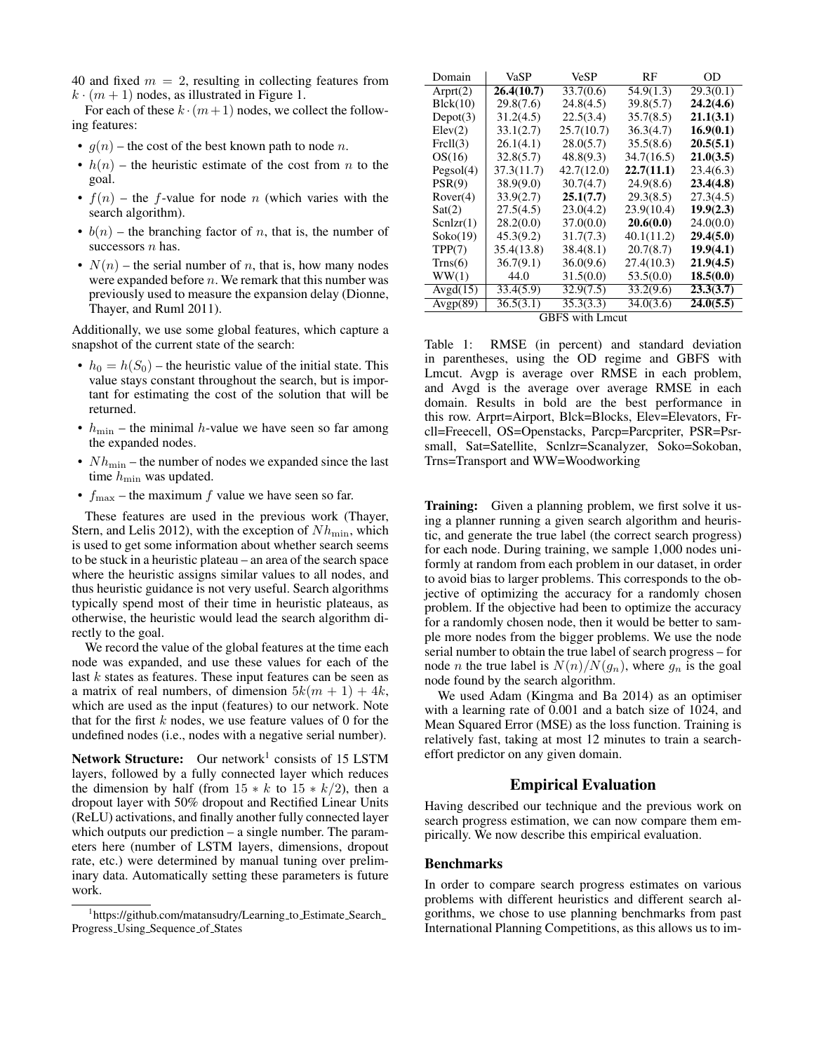40 and fixed $m = 2$, resulting in collecting features from $k \cdot (m+1)$ nodes, as illustrated in Figure 1.

For each of these $k \cdot (m+1)$ nodes, we collect the following features:

- $g(n)$ – the cost of the best known path to node $n$.
- $h(n)$ – the heuristic estimate of the cost from $n$ to the goal.
- $f(n)$ – the $f$-value for node $n$ (which varies with the search algorithm).
- $b(n)$ – the branching factor of $n$, that is, the number of successors $n$ has.
- $N(n)$ – the serial number of $n$, that is, how many nodes were expanded before $n$. We remark that this number was previously used to measure the expansion delay (Dionne, Thayer, and Ruml 2011).

Additionally, we use some global features, which capture a snapshot of the current state of the search:

- $h_0 = h(S_0)$ – the heuristic value of the initial state. This value stays constant throughout the search, but is important for estimating the cost of the solution that will be returned.
- $h_{\min}$ – the minimal $h$-value we have seen so far among the expanded nodes.
- $Nh_{\min}$ – the number of nodes we expanded since the last time $h_{\min}$ was updated.
- $f_{\max}$ – the maximum $f$ value we have seen so far.

These features are used in the previous work (Thayer, Stern, and Lelis 2012), with the exception of $Nh_{\min}$, which is used to get some information about whether search seems to be stuck in a heuristic plateau – an area of the search space where the heuristic assigns similar values to all nodes, and thus heuristic guidance is not very useful. Search algorithms typically spend most of their time in heuristic plateaus, as otherwise, the heuristic would lead the search algorithm directly to the goal.

We record the value of the global features at the time each node was expanded, and use these values for each of the last $k$ states as features. These input features can be seen as a matrix of real numbers, of dimension $5k(m+1) + 4k$, which are used as the input (features) to our network. Note that for the first $k$ nodes, we use feature values of 0 for the undefined nodes (i.e., nodes with a negative serial number).

**Network Structure:** Our network[1] consists of 15 LSTM layers, followed by a fully connected layer which reduces the dimension by half (from $15 * k$ to $15 * k/2$), then a dropout layer with 50% dropout and Rectified Linear Units (ReLU) activations, and finally another fully connected layer which outputs our prediction – a single number. The parameters here (number of LSTM layers, dimensions, dropout rate, etc.) were determined by manual tuning over preliminary data. Automatically setting these parameters is future work.

[1] https://github.com/matansudry/Learning_to_Estimate_Search_Progress_Using_Sequence_of_States

| Domain | VaSP | VeSP | RF | OD |
|---|---|---|---|---|
| Arprt(2) | **26.4(10.7)** | 33.7(0.6) | 54.9(1.3) | 29.3(0.1) |
| Blck(10) | 29.8(7.6) | 24.8(4.5) | 39.8(5.7) | **24.2(4.6)** |
| Depot(3) | 31.2(4.5) | 22.5(3.4) | 35.7(8.5) | **21.1(3.1)** |
| Elev(2) | 33.1(2.7) | 25.7(10.7) | 36.3(4.7) | **16.9(0.1)** |
| Frcll(3) | 26.1(4.1) | 28.0(5.7) | 35.5(8.6) | **20.5(5.1)** |
| OS(16) | 32.8(5.7) | 48.8(9.3) | 34.7(16.5) | **21.0(3.5)** |
| Pegsol(4) | 37.3(11.7) | 42.7(12.0) | **22.7(11.1)** | 23.4(6.3) |
| PSR(9) | 38.9(9.0) | 30.7(4.7) | 24.9(8.6) | **23.4(4.8)** |
| Rover(4) | 33.9(2.7) | **25.1(7.7)** | 29.3(8.5) | 27.3(4.5) |
| Sat(2) | 27.5(4.5) | 23.0(4.2) | 23.9(10.4) | **19.9(2.3)** |
| Scnlzr(1) | 28.2(0.0) | 37.0(0.0) | **20.6(0.0)** | 24.0(0.0) |
| Soko(19) | 45.3(9.2) | 31.7(7.3) | 40.1(11.2) | **29.4(5.0)** |
| TPP(7) | 35.4(13.8) | 38.4(8.1) | 20.7(8.7) | **19.9(4.1)** |
| Trns(6) | 36.7(9.1) | 36.0(9.6) | 27.4(10.3) | **21.9(4.5)** |
| WW(1) | 44.0 | 31.5(0.0) | 53.5(0.0) | **18.5(0.0)** |
| Avgd(15) | 33.4(5.9) | 32.9(7.5) | 33.2(9.6) | **23.3(3.7)** |
| Avgp(89) | 36.5(3.1) | 35.3(3.3) | 34.0(3.6) | **24.0(5.5)** |

GBFS with Lmcut

Table 1: RMSE (in percent) and standard deviation in parentheses, using the OD regime and GBFS with Lmcut. Avgp is average over RMSE in each problem, and Avgd is the average over average RMSE in each domain. Results in bold are the best performance in this row. Arprt=Airport, Blck=Blocks, Elev=Elevators, Frcll=Freecell, OS=Openstacks, Parcp=Parcpriter, PSR=Psrsmall, Sat=Satellite, Scnlzr=Scanalyzer, Soko=Sokoban, Trns=Transport and WW=Woodworking

**Training:** Given a planning problem, we first solve it using a planner running a given search algorithm and heuristic, and generate the true label (the correct search progress) for each node. During training, we sample 1,000 nodes uniformly at random from each problem in our dataset, in order to avoid bias to larger problems. This corresponds to the objective of optimizing the accuracy for a randomly chosen problem. If the objective had been to optimize the accuracy for a randomly chosen node, then it would be better to sample more nodes from the bigger problems. We use the node serial number to obtain the true label of search progress – for node $n$ the true label is $N(n)/N(g_n)$, where $g_n$ is the goal node found by the search algorithm.

We used Adam (Kingma and Ba 2014) as an optimiser with a learning rate of 0.001 and a batch size of 1024, and Mean Squared Error (MSE) as the loss function. Training is relatively fast, taking at most 12 minutes to train a search-effort predictor on any given domain.

## Empirical Evaluation

Having described our technique and the previous work on search progress estimation, we can now compare them empirically. We now describe this empirical evaluation.

### Benchmarks

In order to compare search progress estimates on various problems with different heuristics and different search algorithms, we chose to use planning benchmarks from past International Planning Competitions, as this allows us to im-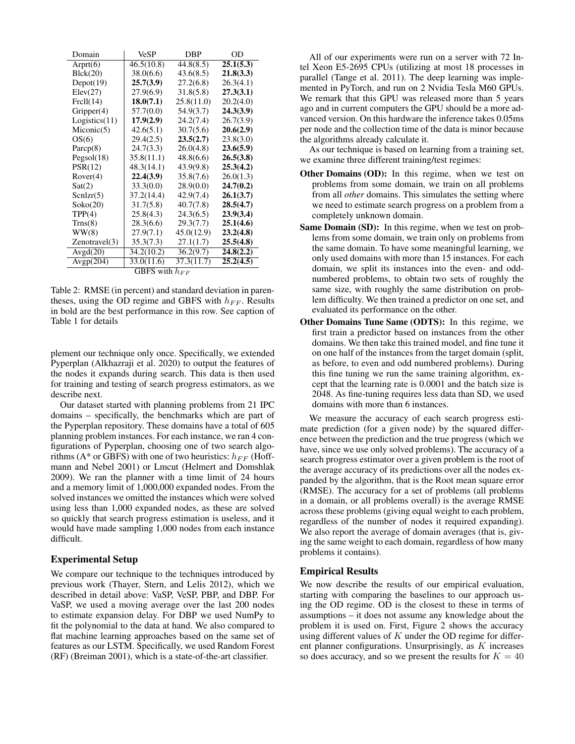| Domain | VeSP | DBP | OD |
|---|---|---|---|
| Arprt(6) | 46.5(10.8) | 44.8(8.5) | **25.1(5.3)** |
| Blck(20) | 38.0(6.6) | 43.6(8.5) | **21.8(3.3)** |
| Depot(19) | **25.7(3.9)** | 27.2(6.8) | 26.3(4.1) |
| Elev(27) | 27.9(6.9) | 31.8(5.8) | **27.3(3.1)** |
| Frcll(14) | **18.0(7.1)** | 25.8(11.0) | 20.2(4.0) |
| Gripper(4) | 57.7(0.0) | 54.9(3.7) | **24.3(3.9)** |
| Logistics(11) | **17.9(2.9)** | 24.2(7.4) | 26.7(3.9) |
| Miconic(5) | 42.6(5.1) | 30.7(5.6) | **20.6(2.9)** |
| OS(6) | 29.4(2.5) | **23.5(2.7)** | 23.8(3.0) |
| Parcp(8) | 24.7(3.3) | 26.0(4.8) | **23.6(5.9)** |
| Pegsol(18) | 35.8(11.1) | 48.8(6.6) | **26.5(3.8)** |
| PSR(12) | 48.3(14.1) | 43.9(9.8) | **25.3(4.2)** |
| Rover(4) | **22.4(3.9)** | 35.8(7.6) | 26.0(1.3) |
| Sat(2) | 33.3(0.0) | 28.9(0.0) | **24.7(0.2)** |
| Scnlzr(5) | 37.2(14.4) | 42.9(7.4) | **26.1(3.7)** |
| Soko(20) | 31.7(5.8) | 40.7(7.8) | **28.5(4.7)** |
| TPP(4) | 25.8(4.3) | 24.3(6.5) | **23.9(3.4)** |
| Trns(8) | 28.3(6.6) | 29.3(7.7) | **25.1(4.6)** |
| WW(8) | 27.9(7.1) | 45.0(12.9) | **23.2(4.8)** |
| Zenotravel(3) | 35.3(7.3) | 27.1(1.7) | **25.5(4.8)** |
| Avgd(20) | 34.2(10.2) | 36.2(9.7) | **24.8(2.2)** |
| Avgp(204) | 33.0(11.6) | 37.3(11.7) | **25.2(4.5)** |
| GBFS with $h_{FF}$ | | | |

Table 2: RMSE (in percent) and standard deviation in parentheses, using the OD regime and GBFS with $h_{FF}$. Results in bold are the best performance in this row. See caption of Table 1 for details

plement our technique only once. Specifically, we extended Pyperplan (Alkhazraji et al. 2020) to output the features of the nodes it expands during search. This data is then used for training and testing of search progress estimators, as we describe next.

Our dataset started with planning problems from 21 IPC domains – specifically, the benchmarks which are part of the Pyperplan repository. These domains have a total of 605 planning problem instances. For each instance, we ran 4 configurations of Pyperplan, choosing one of two search algorithms (A* or GBFS) with one of two heuristics: $h_{FF}$ (Hoffmann and Nebel 2001) or Lmcut (Helmert and Domshlak 2009). We ran the planner with a time limit of 24 hours and a memory limit of 1,000,000 expanded nodes. From the solved instances we omitted the instances which were solved using less than 1,000 expanded nodes, as these are solved so quickly that search progress estimation is useless, and it would have made sampling 1,000 nodes from each instance difficult.

## Experimental Setup

We compare our technique to the techniques introduced by previous work (Thayer, Stern, and Lelis 2012), which we described in detail above: VaSP, VeSP, PBP, and DBP. For VaSP, we used a moving average over the last 200 nodes to estimate expansion delay. For DBP we used NumPy to fit the polynomial to the data at hand. We also compared to flat machine learning approaches based on the same set of features as our LSTM. Specifically, we used Random Forest (RF) (Breiman 2001), which is a state-of-the-art classifier.

All of our experiments were run on a server with 72 Intel Xeon E5-2695 CPUs (utilizing at most 18 processes in parallel (Tange et al. 2011). The deep learning was implemented in PyTorch, and run on 2 Nvidia Tesla M60 GPUs. We remark that this GPU was released more than 5 years ago and in current computers the GPU should be a more advanced version. On this hardware the inference takes 0.05ms per node and the collection time of the data is minor because the algorithms already calculate it.

As our technique is based on learning from a training set, we examine three different training/test regimes:

- **Other Domains (OD):** In this regime, when we test on problems from some domain, we train on all problems from all *other* domains. This simulates the setting where we need to estimate search progress on a problem from a completely unknown domain.
- **Same Domain (SD):** In this regime, when we test on problems from some domain, we train only on problems from the same domain. To have some meaningful learning, we only used domains with more than 15 instances. For each domain, we split its instances into the even- and odd-numbered problems, to obtain two sets of roughly the same size, with roughly the same distribution on problem difficulty. We then trained a predictor on one set, and evaluated its performance on the other.
- **Other Domains Tune Same (ODTS):** In this regime, we first train a predictor based on instances from the other domains. We then take this trained model, and fine tune it on one half of the instances from the target domain (split, as before, to even and odd numbered problems). During this fine tuning we run the same training algorithm, except that the learning rate is 0.0001 and the batch size is 2048. As fine-tuning requires less data than SD, we used domains with more than 6 instances.

We measure the accuracy of each search progress estimate prediction (for a given node) by the squared difference between the prediction and the true progress (which we have, since we use only solved problems). The accuracy of a search progress estimator over a given problem is the root of the average accuracy of its predictions over all the nodes expanded by the algorithm, that is the Root mean square error (RMSE). The accuracy for a set of problems (all problems in a domain, or all problems overall) is the average RMSE across these problems (giving equal weight to each problem, regardless of the number of nodes it required expanding). We also report the average of domain averages (that is, giving the same weight to each domain, regardless of how many problems it contains).

## Empirical Results

We now describe the results of our empirical evaluation, starting with comparing the baselines to our approach using the OD regime. OD is the closest to these in terms of assumptions – it does not assume any knowledge about the problem it is used on. First, Figure 2 shows the accuracy using different values of $K$ under the OD regime for different planner configurations. Unsurprisingly, as $K$ increases so does accuracy, and so we present the results for $K = 40$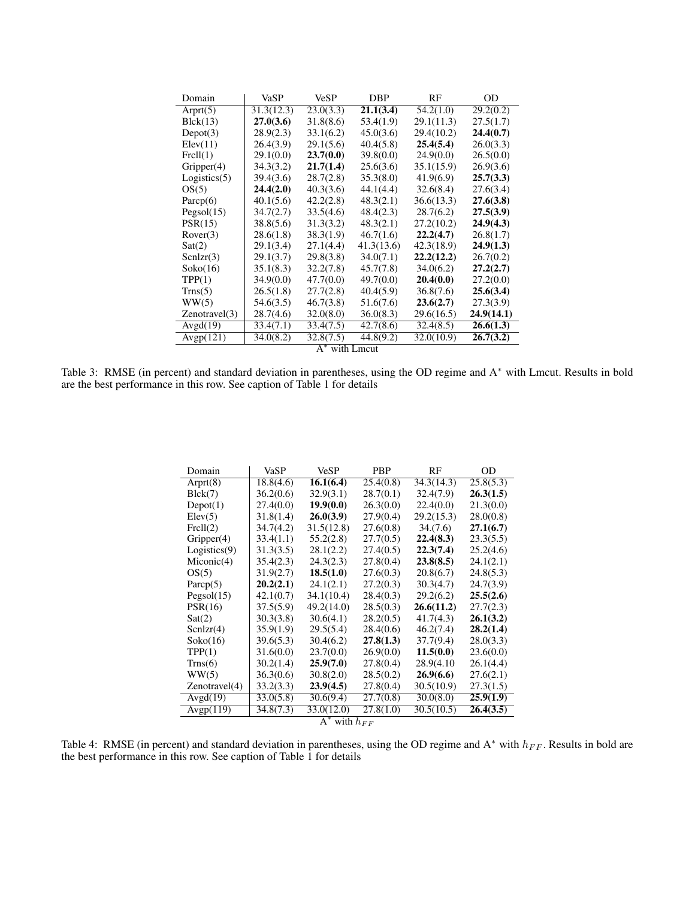| Domain | VaSP | VeSP | DBP | RF | OD |
|---|---|---|---|---|---|
| Arprt(5) | 31.3(12.3) | 23.0(3.3) | **21.1(3.4)** | 54.2(1.0) | 29.2(0.2) |
| Blck(13) | **27.0(3.6)** | 31.8(8.6) | 53.4(1.9) | 29.1(11.3) | 27.5(1.7) |
| Depot(3) | 28.9(2.3) | 33.1(6.2) | 45.0(3.6) | 29.4(10.2) | **24.4(0.7)** |
| Elev(11) | 26.4(3.9) | 29.1(5.6) | 40.4(5.8) | **25.4(5.4)** | 26.0(3.3) |
| Frcll(1) | 29.1(0.0) | **23.7(0.0)** | 39.8(0.0) | 24.9(0.0) | 26.5(0.0) |
| Gripper(4) | 34.3(3.2) | **21.7(1.4)** | 25.6(3.6) | 35.1(15.9) | 26.9(3.6) |
| Logistics(5) | 39.4(3.6) | 28.7(2.8) | 35.3(8.0) | 41.9(6.9) | **25.7(3.3)** |
| OS(5) | **24.4(2.0)** | 40.3(3.6) | 44.1(4.4) | 32.6(8.4) | 27.6(3.4) |
| Parcp(6) | 40.1(5.6) | 42.2(2.8) | 48.3(2.1) | 36.6(13.3) | **27.6(3.8)** |
| Pegsol(15) | 34.7(2.7) | 33.5(4.6) | 48.4(2.3) | 28.7(6.2) | **27.5(3.9)** |
| PSR(15) | 38.8(5.6) | 31.3(3.2) | 48.3(2.1) | 27.2(10.2) | **24.9(4.3)** |
| Rover(3) | 28.6(1.8) | 38.3(1.9) | 46.7(1.6) | **22.2(4.7)** | 26.8(1.7) |
| Sat(2) | 29.1(3.4) | 27.1(4.4) | 41.3(13.6) | 42.3(18.9) | **24.9(1.3)** |
| Scnlzr(3) | 29.1(3.7) | 29.8(3.8) | 34.0(7.1) | **22.2(12.2)** | 26.7(0.2) |
| Soko(16) | 35.1(8.3) | 32.2(7.8) | 45.7(7.8) | 34.0(6.2) | **27.2(2.7)** |
| TPP(1) | 34.9(0.0) | 47.7(0.0) | 49.7(0.0) | **20.4(0.0)** | 27.2(0.0) |
| Trns(5) | 26.5(1.8) | 27.7(2.8) | 40.4(5.9) | 36.8(7.6) | **25.6(3.4)** |
| WW(5) | 54.6(3.5) | 46.7(3.8) | 51.6(7.6) | **23.6(2.7)** | 27.3(3.9) |
| Zenotravel(3) | 28.7(4.6) | 32.0(8.0) | 36.0(8.3) | 29.6(16.5) | **24.9(14.1)** |
| Avgd(19) | 33.4(7.1) | 33.4(7.5) | 42.7(8.6) | 32.4(8.5) | **26.6(1.3)** |
| Avgp(121) | 34.0(8.2) | 32.8(7.5) | 44.8(9.2) | 32.0(10.9) | **26.7(3.2)** |
| | | | A$^*$ with Lmcut | | |

Table 3: RMSE (in percent) and standard deviation in parentheses, using the OD regime and A$^*$ with Lmcut. Results in bold are the best performance in this row. See caption of Table 1 for details

| Domain | VaSP | VeSP | PBP | RF | OD |
|---|---|---|---|---|---|
| Arprt(8) | 18.8(4.6) | **16.1(6.4)** | 25.4(0.8) | 34.3(14.3) | 25.8(5.3) |
| Blck(7) | 36.2(0.6) | 32.9(3.1) | 28.7(0.1) | 32.4(7.9) | **26.3(1.5)** |
| Depot(1) | 27.4(0.0) | **19.9(0.0)** | 26.3(0.0) | 22.4(0.0) | 21.3(0.0) |
| Elev(5) | 31.8(1.4) | **26.0(3.9)** | 27.9(0.4) | 29.2(15.3) | 28.0(0.8) |
| Frcll(2) | 34.7(4.2) | 31.5(12.8) | 27.6(0.8) | 34.(7.6) | **27.1(6.7)** |
| Gripper(4) | 33.4(1.1) | 55.2(2.8) | 27.7(0.5) | **22.4(8.3)** | 23.3(5.5) |
| Logistics(9) | 31.3(3.5) | 28.1(2.2) | 27.4(0.5) | **22.3(7.4)** | 25.2(4.6) |
| Miconic(4) | 35.4(2.3) | 24.3(2.3) | 27.8(0.4) | **23.8(8.5)** | 24.1(2.1) |
| OS(5) | 31.9(2.7) | **18.5(1.0)** | 27.6(0.3) | 20.8(6.7) | 24.8(5.3) |
| Parcp(5) | **20.2(2.1)** | 24.1(2.1) | 27.2(0.3) | 30.3(4.7) | 24.7(3.9) |
| Pegsol(15) | 42.1(0.7) | 34.1(10.4) | 28.4(0.3) | 29.2(6.2) | **25.5(2.6)** |
| PSR(16) | 37.5(5.9) | 49.2(14.0) | 28.5(0.3) | **26.6(11.2)** | 27.7(2.3) |
| Sat(2) | 30.3(3.8) | 30.6(4.1) | 28.2(0.5) | 41.7(4.3) | **26.1(3.2)** |
| Scnlzr(4) | 35.9(1.9) | 29.5(5.4) | 28.4(0.6) | 46.2(7.4) | **28.2(1.4)** |
| Soko(16) | 39.6(5.3) | 30.4(6.2) | **27.8(1.3)** | 37.7(9.4) | 28.0(3.3) |
| TPP(1) | 31.6(0.0) | 23.7(0.0) | 26.9(0.0) | **11.5(0.0)** | 23.6(0.0) |
| Trns(6) | 30.2(1.4) | **25.9(7.0)** | 27.8(0.4) | 28.9(4.10 | 26.1(4.4) |
| WW(5) | 36.3(0.6) | 30.8(2.0) | 28.5(0.2) | **26.9(6.6)** | 27.6(2.1) |
| Zenotravel(4) | 33.2(3.3) | **23.9(4.5)** | 27.8(0.4) | 30.5(10.9) | 27.3(1.5) |
| Avgd(19) | 33.0(5.8) | 30.6(9.4) | 27.7(0.8) | 30.0(8.0) | **25.9(1.9)** |
| Avgp(119) | 34.8(7.3) | 33.0(12.0) | 27.8(1.0) | 30.5(10.5) | **26.4(3.5)** |
| | | | A$^*$ with $h_{FF}$ | | |

Table 4: RMSE (in percent) and standard deviation in parentheses, using the OD regime and A$^*$ with $h_{FF}$. Results in bold are the best performance in this row. See caption of Table 1 for details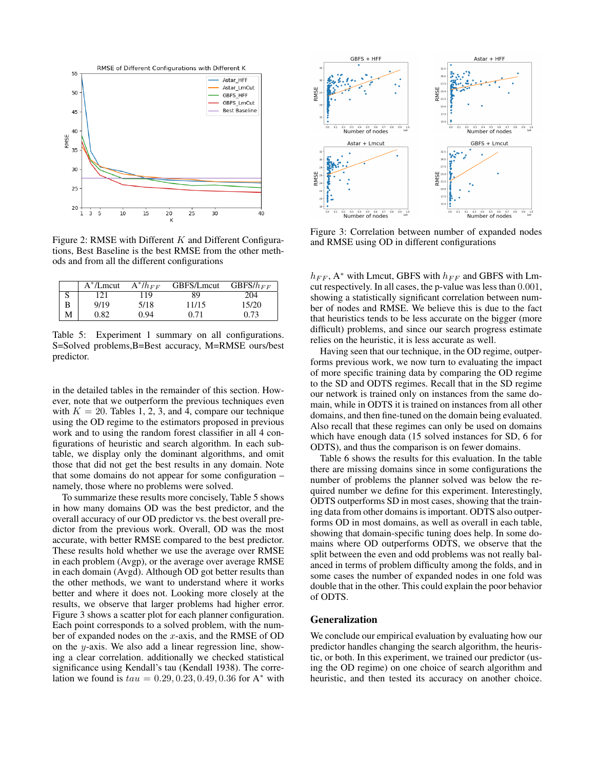Figure 2: RMSE with Different $K$ and Different Configurations, Best Baseline is the best RMSE from the other methods and from all the different configurations

| | A*/Lmcut | A*/$h_{FF}$ | GBFS/Lmcut | GBFS/$h_{FF}$ |
|---|---|---|---|---|
| S | 121 | 119 | 89 | 204 |
| B | 9/19 | 5/18 | 11/15 | 15/20 |
| M | 0.82 | 0.94 | 0.71 | 0.73 |

Table 5: Experiment 1 summary on all configurations. S=Solved problems,B=Best accuracy, M=RMSE ours/best predictor.

in the detailed tables in the remainder of this section. However, note that we outperform the previous techniques even with $K = 20$. Tables 1, 2, 3, and 4, compare our technique using the OD regime to the estimators proposed in previous work and to using the random forest classifier in all 4 configurations of heuristic and search algorithm. In each subtable, we display only the dominant algorithms, and omit those that did not get the best results in any domain. Note that some domains do not appear for some configuration – namely, those where no problems were solved.

To summarize these results more concisely, Table 5 shows in how many domains OD was the best predictor, and the overall accuracy of our OD predictor vs. the best overall predictor from the previous work. Overall, OD was the most accurate, with better RMSE compared to the best predictor. These results hold whether we use the average over RMSE in each problem (Avgp), or the average over average RMSE in each domain (Avgd). Although OD got better results than the other methods, we want to understand where it works better and where it does not. Looking more closely at the results, we observe that larger problems had higher error. Figure 3 shows a scatter plot for each planner configuration. Each point corresponds to a solved problem, with the number of expanded nodes on the $x$-axis, and the RMSE of OD on the $y$-axis. We also add a linear regression line, showing a clear correlation. additionally we checked statistical significance using Kendall's tau (Kendall 1938). The correlation we found is $tau = 0.29, 0.23, 0.49, 0.36$ for A* with $h_{FF}$, A* with Lmcut, GBFS with $h_{FF}$ and GBFS with Lmcut respectively. In all cases, the p-value was less than $0.001$, showing a statistically significant correlation between number of nodes and RMSE. We believe this is due to the fact that heuristics tends to be less accurate on the bigger (more difficult) problems, and since our search progress estimate relies on the heuristic, it is less accurate as well.

Figure 3: Correlation between number of expanded nodes and RMSE using OD in different configurations

Having seen that our technique, in the OD regime, outperforms previous work, we now turn to evaluating the impact of more specific training data by comparing the OD regime to the SD and ODTS regimes. Recall that in the SD regime our network is trained only on instances from the same domain, while in ODTS it is trained on instances from all other domains, and then fine-tuned on the domain being evaluated. Also recall that these regimes can only be used on domains which have enough data (15 solved instances for SD, 6 for ODTS), and thus the comparison is on fewer domains.

Table 6 shows the results for this evaluation. In the table there are missing domains since in some configurations the number of problems the planner solved was below the required number we define for this experiment. Interestingly, ODTS outperforms SD in most cases, showing that the training data from other domains is important. ODTS also outperforms OD in most domains, as well as overall in each table, showing that domain-specific tuning does help. In some domains where OD outperforms ODTS, we observe that the split between the even and odd problems was not really balanced in terms of problem difficulty among the folds, and in some cases the number of expanded nodes in one fold was double that in the other. This could explain the poor behavior of ODTS.

## Generalization

We conclude our empirical evaluation by evaluating how our predictor handles changing the search algorithm, the heuristic, or both. In this experiment, we trained our predictor (using the OD regime) on one choice of search algorithm and heuristic, and then tested its accuracy on another choice.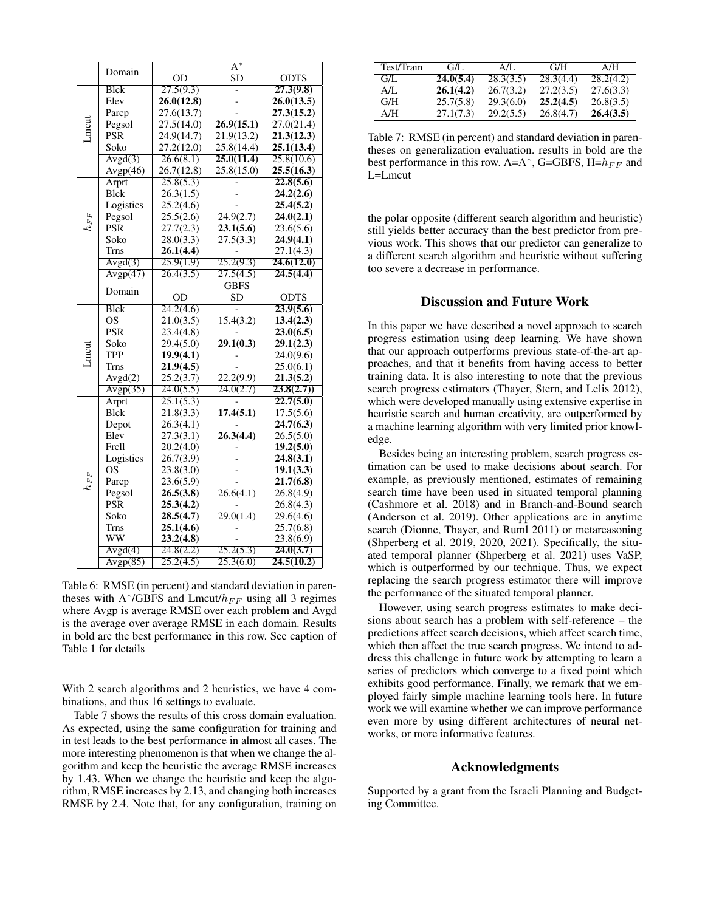| | Domain | A* | | |
|---|---|---|---|---|
| | | OD | SD | ODTS |
| Lmcut | Blck | 27.5(9.3) | - | **27.3(9.8)** |
| | Elev | **26.0(12.8)** | - | **26.0(13.5)** |
| | Parcp | 27.6(13.7) | - | **27.3(15.2)** |
| | Pegsol | 27.5(14.0) | **26.9(15.1)** | 27.0(21.4) |
| | PSR | 24.9(14.7) | 21.9(13.2) | **21.3(12.3)** |
| | Soko | 27.2(12.0) | 25.8(14.4) | **25.1(13.4)** |
| | Avgd(3) | 26.6(8.1) | **25.0(11.4)** | 25.8(10.6) |
| | Avgp(46) | 26.7(12.8) | 25.8(15.0) | **25.5(16.3)** |
| $h_{FF}$ | Arprt | 25.8(5.3) | - | **22.8(5.6)** |
| | Blck | 26.3(1.5) | - | **24.2(2.6)** |
| | Logistics | 25.2(4.6) | - | **25.4(5.2)** |
| | Pegsol | 25.5(2.6) | 24.9(2.7) | **24.0(2.1)** |
| | PSR | 27.7(2.3) | **23.1(5.6)** | 23.6(5.6) |
| | Soko | 28.0(3.3) | 27.5(3.3) | **24.9(4.1)** |
| | Trns | **26.1(4.4)** | - | 27.1(4.3) |
| | Avgd(3) | 25.9(1.9) | 25.2(9.3) | **24.6(12.0)** |
| | Avgp(47) | 26.4(3.5) | 27.5(4.5) | **24.5(4.4)** |
| | Domain | GBFS | | |
| | | OD | SD | ODTS |
| Lmcut | Blck | 24.2(4.6) | - | **23.9(5.6)** |
| | OS | 21.0(3.5) | 15.4(3.2) | **13.4(2.3)** |
| | PSR | 23.4(4.8) | - | **23.0(6.5)** |
| | Soko | 29.4(5.0) | **29.1(0.3)** | **29.1(2.3)** |
| | TPP | **19.9(4.1)** | - | 24.0(9.6) |
| | Trns | **21.9(4.5)** | - | 25.0(6.1) |
| | Avgd(2) | 25.2(3.7) | 22.2(9.9) | **21.3(5.2)** |
| | Avgp(35) | 24.0(5.5) | 24.0(2.7) | **23.8(2.7))** |
| $h_{FF}$ | Arprt | 25.1(5.3) | - | **22.7(5.0)** |
| | Blck | 21.8(3.3) | **17.4(5.1)** | 17.5(5.6) |
| | Depot | 26.3(4.1) | - | **24.7(6.3)** |
| | Elev | 27.3(3.1) | **26.3(4.4)** | 26.5(5.0) |
| | Frcll | 20.2(4.0) | - | **19.2(5.0)** |
| | Logistics | 26.7(3.9) | - | **24.8(3.1)** |
| | OS | 23.8(3.0) | - | **19.1(3.3)** |
| | Parcp | 23.6(5.9) | - | **21.7(6.8)** |
| | Pegsol | **26.5(3.8)** | 26.6(4.1) | 26.8(4.9) |
| | PSR | **25.3(4.2)** | - | 26.8(4.3) |
| | Soko | **28.5(4.7)** | 29.0(1.4) | 29.6(4.6) |
| | Trns | **25.1(4.6)** | - | 25.7(6.8) |
| | WW | **23.2(4.8)** | - | 23.8(6.9) |
| | Avgd(4) | 24.8(2.2) | 25.2(5.3) | **24.0(3.7)** |
| | Avgp(85) | 25.2(4.5) | 25.3(6.0) | **24.5(10.2)** |

Table 6: RMSE (in percent) and standard deviation in parentheses with A*/GBFS and Lmcut/$h_{FF}$ using all 3 regimes where Avgp is average RMSE over each problem and Avgd is the average over average RMSE in each domain. Results in bold are the best performance in this row. See caption of Table 1 for details

With 2 search algorithms and 2 heuristics, we have 4 combinations, and thus 16 settings to evaluate.

Table 7 shows the results of this cross domain evaluation. As expected, using the same configuration for training and in test leads to the best performance in almost all cases. The more interesting phenomenon is that when we change the algorithm and keep the heuristic the average RMSE increases by 1.43. When we change the heuristic and keep the algorithm, RMSE increases by 2.13, and changing both increases RMSE by 2.4. Note that, for any configuration, training on the polar opposite (different search algorithm and heuristic) still yields better accuracy than the best predictor from previous work. This shows that our predictor can generalize to a different search algorithm and heuristic without suffering too severe a decrease in performance.

| Test/Train | G/L | A/L | G/H | A/H |
|---|---|---|---|---|
| G/L | **24.0(5.4)** | 28.3(3.5) | 28.3(4.4) | 28.2(4.2) |
| A/L | **26.1(4.2)** | 26.7(3.2) | 27.2(3.5) | 27.6(3.3) |
| G/H | 25.7(5.8) | 29.3(6.0) | **25.2(4.5)** | 26.8(3.5) |
| A/H | 27.1(7.3) | 29.2(5.5) | 26.8(4.7) | **26.4(3.5)** |

Table 7: RMSE (in percent) and standard deviation in parentheses on generalization evaluation. results in bold are the best performance in this row. A=A*, G=GBFS, H=$h_{FF}$ and L=Lmcut

## Discussion and Future Work

In this paper we have described a novel approach to search progress estimation using deep learning. We have shown that our approach outperforms previous state-of-the-art approaches, and that it benefits from having access to better training data. It is also interesting to note that the previous search progress estimators (Thayer, Stern, and Lelis 2012), which were developed manually using extensive expertise in heuristic search and human creativity, are outperformed by a machine learning algorithm with very limited prior knowledge.

Besides being an interesting problem, search progress estimation can be used to make decisions about search. For example, as previously mentioned, estimates of remaining search time have been used in situated temporal planning (Cashmore et al. 2018) and in Branch-and-Bound search (Anderson et al. 2019). Other applications are in anytime search (Dionne, Thayer, and Ruml 2011) or metareasoning (Shperberg et al. 2019, 2020, 2021). Specifically, the situated temporal planner (Shperberg et al. 2021) uses VaSP, which is outperformed by our technique. Thus, we expect replacing the search progress estimator there will improve the performance of the situated temporal planner.

However, using search progress estimates to make decisions about search has a problem with self-reference – the predictions affect search decisions, which affect search time, which then affect the true search progress. We intend to address this challenge in future work by attempting to learn a series of predictors which converge to a fixed point which exhibits good performance. Finally, we remark that we employed fairly simple machine learning tools here. In future work we will examine whether we can improve performance even more by using different architectures of neural networks, or more informative features.

## Acknowledgments

Supported by a grant from the Israeli Planning and Budgeting Committee.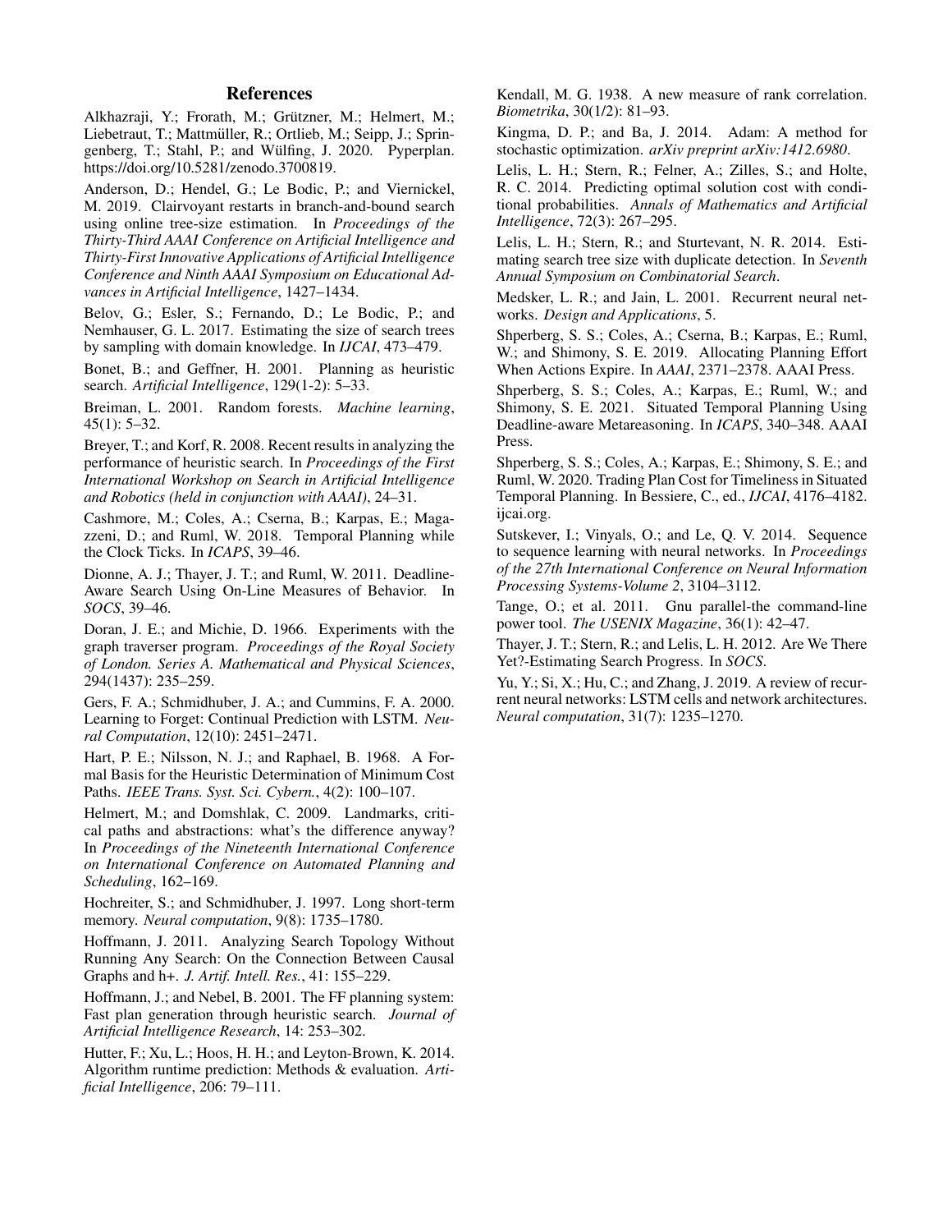## References

Alkhazraji, Y.; Frorath, M.; Grützner, M.; Helmert, M.; Liebetraut, T.; Mattmüller, R.; Ortlieb, M.; Seipp, J.; Springenberg, T.; Stahl, P.; and Wülfing, J. 2020. Pyperplan. https://doi.org/10.5281/zenodo.3700819.

Anderson, D.; Hendel, G.; Le Bodic, P.; and Viernickel, M. 2019. Clairvoyant restarts in branch-and-bound search using online tree-size estimation. In *Proceedings of the Thirty-Third AAAI Conference on Artificial Intelligence and Thirty-First Innovative Applications of Artificial Intelligence Conference and Ninth AAAI Symposium on Educational Advances in Artificial Intelligence*, 1427–1434.

Belov, G.; Esler, S.; Fernando, D.; Le Bodic, P.; and Nemhauser, G. L. 2017. Estimating the size of search trees by sampling with domain knowledge. In *IJCAI*, 473–479.

Bonet, B.; and Geffner, H. 2001. Planning as heuristic search. *Artificial Intelligence*, 129(1-2): 5–33.

Breiman, L. 2001. Random forests. *Machine learning*, 45(1): 5–32.

Breyer, T.; and Korf, R. 2008. Recent results in analyzing the performance of heuristic search. In *Proceedings of the First International Workshop on Search in Artificial Intelligence and Robotics (held in conjunction with AAAI)*, 24–31.

Cashmore, M.; Coles, A.; Cserna, B.; Karpas, E.; Magazzeni, D.; and Ruml, W. 2018. Temporal Planning while the Clock Ticks. In *ICAPS*, 39–46.

Dionne, A. J.; Thayer, J. T.; and Ruml, W. 2011. Deadline-Aware Search Using On-Line Measures of Behavior. In *SOCS*, 39–46.

Doran, J. E.; and Michie, D. 1966. Experiments with the graph traverser program. *Proceedings of the Royal Society of London. Series A. Mathematical and Physical Sciences*, 294(1437): 235–259.

Gers, F. A.; Schmidhuber, J. A.; and Cummins, F. A. 2000. Learning to Forget: Continual Prediction with LSTM. *Neural Computation*, 12(10): 2451–2471.

Hart, P. E.; Nilsson, N. J.; and Raphael, B. 1968. A Formal Basis for the Heuristic Determination of Minimum Cost Paths. *IEEE Trans. Syst. Sci. Cybern.*, 4(2): 100–107.

Helmert, M.; and Domshlak, C. 2009. Landmarks, critical paths and abstractions: what's the difference anyway? In *Proceedings of the Nineteenth International Conference on International Conference on Automated Planning and Scheduling*, 162–169.

Hochreiter, S.; and Schmidhuber, J. 1997. Long short-term memory. *Neural computation*, 9(8): 1735–1780.

Hoffmann, J. 2011. Analyzing Search Topology Without Running Any Search: On the Connection Between Causal Graphs and h+. *J. Artif. Intell. Res.*, 41: 155–229.

Hoffmann, J.; and Nebel, B. 2001. The FF planning system: Fast plan generation through heuristic search. *Journal of Artificial Intelligence Research*, 14: 253–302.

Hutter, F.; Xu, L.; Hoos, H. H.; and Leyton-Brown, K. 2014. Algorithm runtime prediction: Methods & evaluation. *Artificial Intelligence*, 206: 79–111.

Kendall, M. G. 1938. A new measure of rank correlation. *Biometrika*, 30(1/2): 81–93.

Kingma, D. P.; and Ba, J. 2014. Adam: A method for stochastic optimization. *arXiv preprint arXiv:1412.6980*.

Lelis, L. H.; Stern, R.; Felner, A.; Zilles, S.; and Holte, R. C. 2014. Predicting optimal solution cost with conditional probabilities. *Annals of Mathematics and Artificial Intelligence*, 72(3): 267–295.

Lelis, L. H.; Stern, R.; and Sturtevant, N. R. 2014. Estimating search tree size with duplicate detection. In *Seventh Annual Symposium on Combinatorial Search*.

Medsker, L. R.; and Jain, L. 2001. Recurrent neural networks. *Design and Applications*, 5.

Shperberg, S. S.; Coles, A.; Cserna, B.; Karpas, E.; Ruml, W.; and Shimony, S. E. 2019. Allocating Planning Effort When Actions Expire. In *AAAI*, 2371–2378. AAAI Press.

Shperberg, S. S.; Coles, A.; Karpas, E.; Ruml, W.; and Shimony, S. E. 2021. Situated Temporal Planning Using Deadline-aware Metareasoning. In *ICAPS*, 340–348. AAAI Press.

Shperberg, S. S.; Coles, A.; Karpas, E.; Shimony, S. E.; and Ruml, W. 2020. Trading Plan Cost for Timeliness in Situated Temporal Planning. In Bessiere, C., ed., *IJCAI*, 4176–4182. ijcai.org.

Sutskever, I.; Vinyals, O.; and Le, Q. V. 2014. Sequence to sequence learning with neural networks. In *Proceedings of the 27th International Conference on Neural Information Processing Systems-Volume 2*, 3104–3112.

Tange, O.; et al. 2011. Gnu parallel-the command-line power tool. *The USENIX Magazine*, 36(1): 42–47.

Thayer, J. T.; Stern, R.; and Lelis, L. H. 2012. Are We There Yet?-Estimating Search Progress. In *SOCS*.

Yu, Y.; Si, X.; Hu, C.; and Zhang, J. 2019. A review of recurrent neural networks: LSTM cells and network architectures. *Neural computation*, 31(7): 1235–1270.